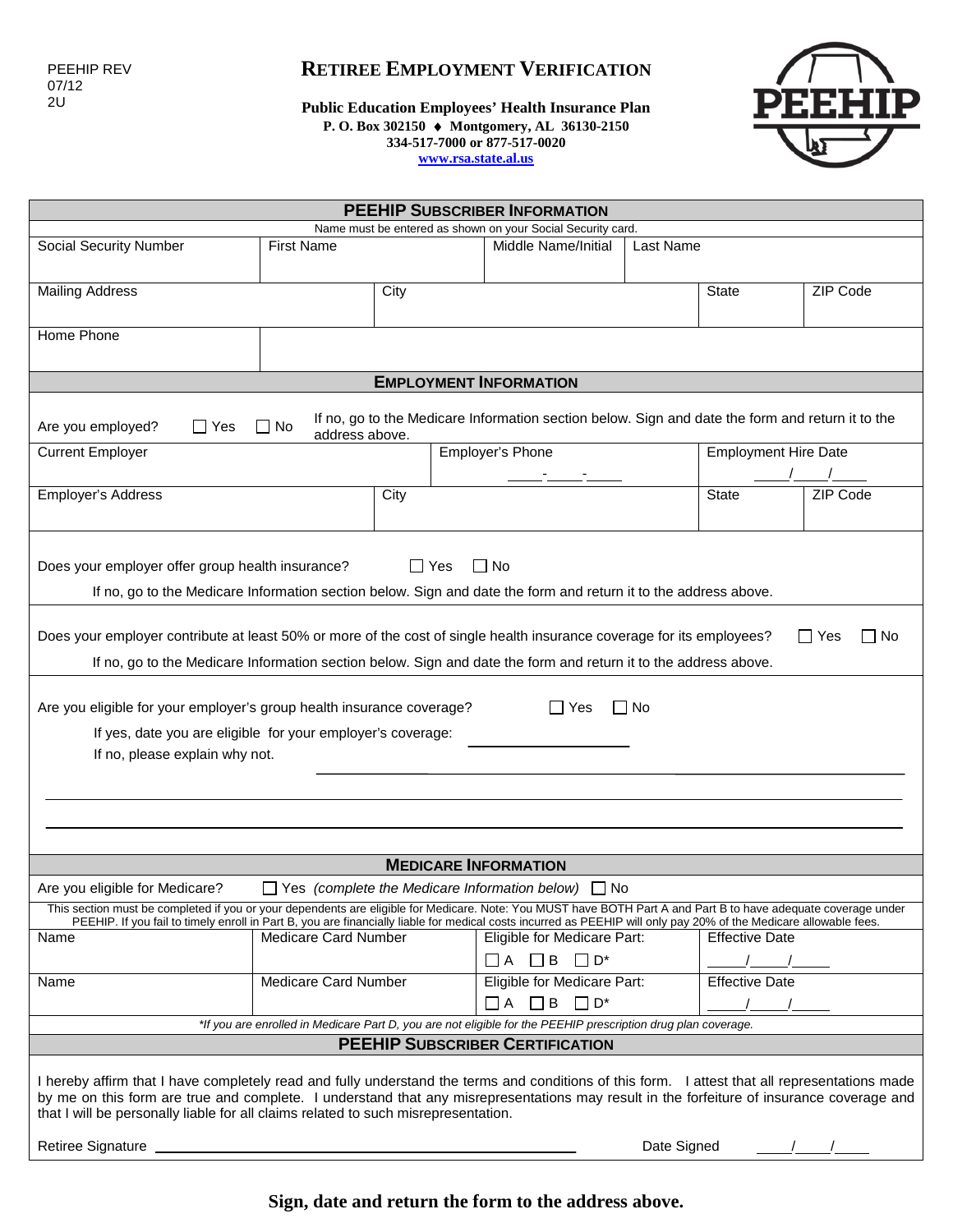PEEHIP REV
07/12
2U

# RETIREE EMPLOYMENT VERIFICATION

**Public Education Employees' Health Insurance Plan**
**P. O. Box 302150 ♦ Montgomery, AL 36130-2150**
**334-517-7000 or 877-517-0020**
**www.rsa.state.al.us**

## PEEHIP SUBSCRIBER INFORMATION

Name must be entered as shown on your Social Security card.

| Social Security Number | First Name | Middle Name/Initial | Last Name |
|---|---|---|---|
| | | | |

| Mailing Address | City | State | ZIP Code |
|---|---|---|---|
| | | | |

| Home Phone | |
|---|---|
| | |

## EMPLOYMENT INFORMATION

Are you employed? ☐ Yes ☐ No — If no, go to the Medicare Information section below. Sign and date the form and return it to the address above.

| Current Employer | Employer's Phone | Employment Hire Date |
|---|---|---|
| | \_\_\_\_-\_\_\_\_-\_\_\_\_ | \_\_\_\_/\_\_\_\_/\_\_\_\_ |

| Employer's Address | City | State | ZIP Code |
|---|---|---|---|
| | | | |

Does your employer offer group health insurance? ☐ Yes ☐ No

If no, go to the Medicare Information section below. Sign and date the form and return it to the address above.

Does your employer contribute at least 50% or more of the cost of single health insurance coverage for its employees? ☐ Yes ☐ No

If no, go to the Medicare Information section below. Sign and date the form and return it to the address above.

Are you eligible for your employer's group health insurance coverage? ☐ Yes ☐ No

If yes, date you are eligible for your employer's coverage: \_\_\_\_\_\_\_\_\_\_\_\_\_\_\_\_

If no, please explain why not. \_\_\_\_\_\_\_\_\_\_\_\_\_\_\_\_\_\_\_\_\_\_\_\_\_\_\_\_\_\_\_\_\_\_\_\_\_\_\_\_

\_\_\_\_\_\_\_\_\_\_\_\_\_\_\_\_\_\_\_\_\_\_\_\_\_\_\_\_\_\_\_\_\_\_\_\_\_\_\_\_\_\_\_\_\_\_\_\_\_\_\_\_\_\_\_\_\_\_\_\_

\_\_\_\_\_\_\_\_\_\_\_\_\_\_\_\_\_\_\_\_\_\_\_\_\_\_\_\_\_\_\_\_\_\_\_\_\_\_\_\_\_\_\_\_\_\_\_\_\_\_\_\_\_\_\_\_\_\_\_\_

## MEDICARE INFORMATION

Are you eligible for Medicare? ☐ Yes *(complete the Medicare Information below)* ☐ No

This section must be completed if you or your dependents are eligible for Medicare. Note: You MUST have BOTH Part A and Part B to have adequate coverage under PEEHIP. If you fail to timely enroll in Part B, you are financially liable for medical costs incurred as PEEHIP will only pay 20% of the Medicare allowable fees.

| Name | Medicare Card Number | Eligible for Medicare Part: | Effective Date |
|---|---|---|---|
| | | ☐ A ☐ B ☐ D* | \_\_\_\_/\_\_\_\_/\_\_\_\_ |
| | | ☐ A ☐ B ☐ D* | \_\_\_\_/\_\_\_\_/\_\_\_\_ |

*\*If you are enrolled in Medicare Part D, you are not eligible for the PEEHIP prescription drug plan coverage.*

## PEEHIP SUBSCRIBER CERTIFICATION

I hereby affirm that I have completely read and fully understand the terms and conditions of this form. I attest that all representations made by me on this form are true and complete. I understand that any misrepresentations may result in the forfeiture of insurance coverage and that I will be personally liable for all claims related to such misrepresentation.

Retiree Signature \_\_\_\_\_\_\_\_\_\_\_\_\_\_\_\_\_\_\_\_\_\_\_\_\_\_\_\_\_\_\_\_\_\_\_\_ Date Signed \_\_\_\_/\_\_\_\_/\_\_\_\_

**Sign, date and return the form to the address above.**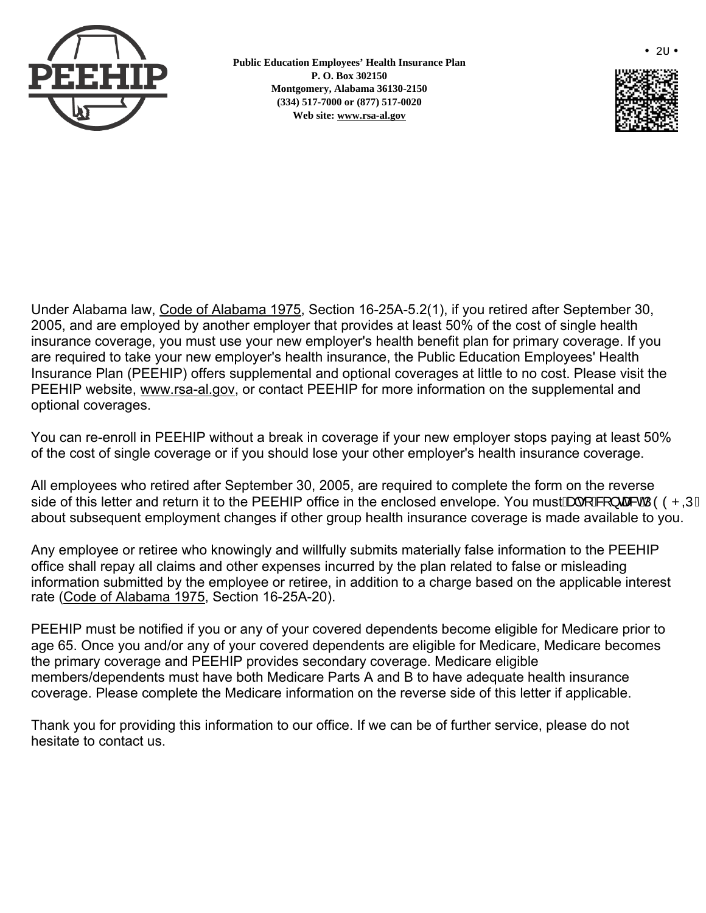**Public Education Employees' Health Insurance Plan**
**P. O. Box 302150**
**Montgomery, Alabama 36130-2150**
**(334) 517-7000 or (877) 517-0020**
**Web site: www.rsa-al.gov**

Under Alabama law, Code of Alabama 1975, Section 16-25A-5.2(1), if you retired after September 30, 2005, and are employed by another employer that provides at least 50% of the cost of single health insurance coverage, you must use your new employer's health benefit plan for primary coverage. If you are required to take your new employer's health insurance, the Public Education Employees' Health Insurance Plan (PEEHIP) offers supplemental and optional coverages at little to no cost. Please visit the PEEHIP website, www.rsa-al.gov, or contact PEEHIP for more information on the supplemental and optional coverages.

You can re-enroll in PEEHIP without a break in coverage if your new employer stops paying at least 50% of the cost of single coverage or if you should lose your other employer's health insurance coverage.

All employees who retired after September 30, 2005, are required to complete the form on the reverse side of this letter and return it to the PEEHIP office in the enclosed envelope. You must also contact PEEHIP about subsequent employment changes if other group health insurance coverage is made available to you.

Any employee or retiree who knowingly and willfully submits materially false information to the PEEHIP office shall repay all claims and other expenses incurred by the plan related to false or misleading information submitted by the employee or retiree, in addition to a charge based on the applicable interest rate (Code of Alabama 1975, Section 16-25A-20).

PEEHIP must be notified if you or any of your covered dependents become eligible for Medicare prior to age 65. Once you and/or any of your covered dependents are eligible for Medicare, Medicare becomes the primary coverage and PEEHIP provides secondary coverage. Medicare eligible members/dependents must have both Medicare Parts A and B to have adequate health insurance coverage. Please complete the Medicare information on the reverse side of this letter if applicable.

Thank you for providing this information to our office. If we can be of further service, please do not hesitate to contact us.